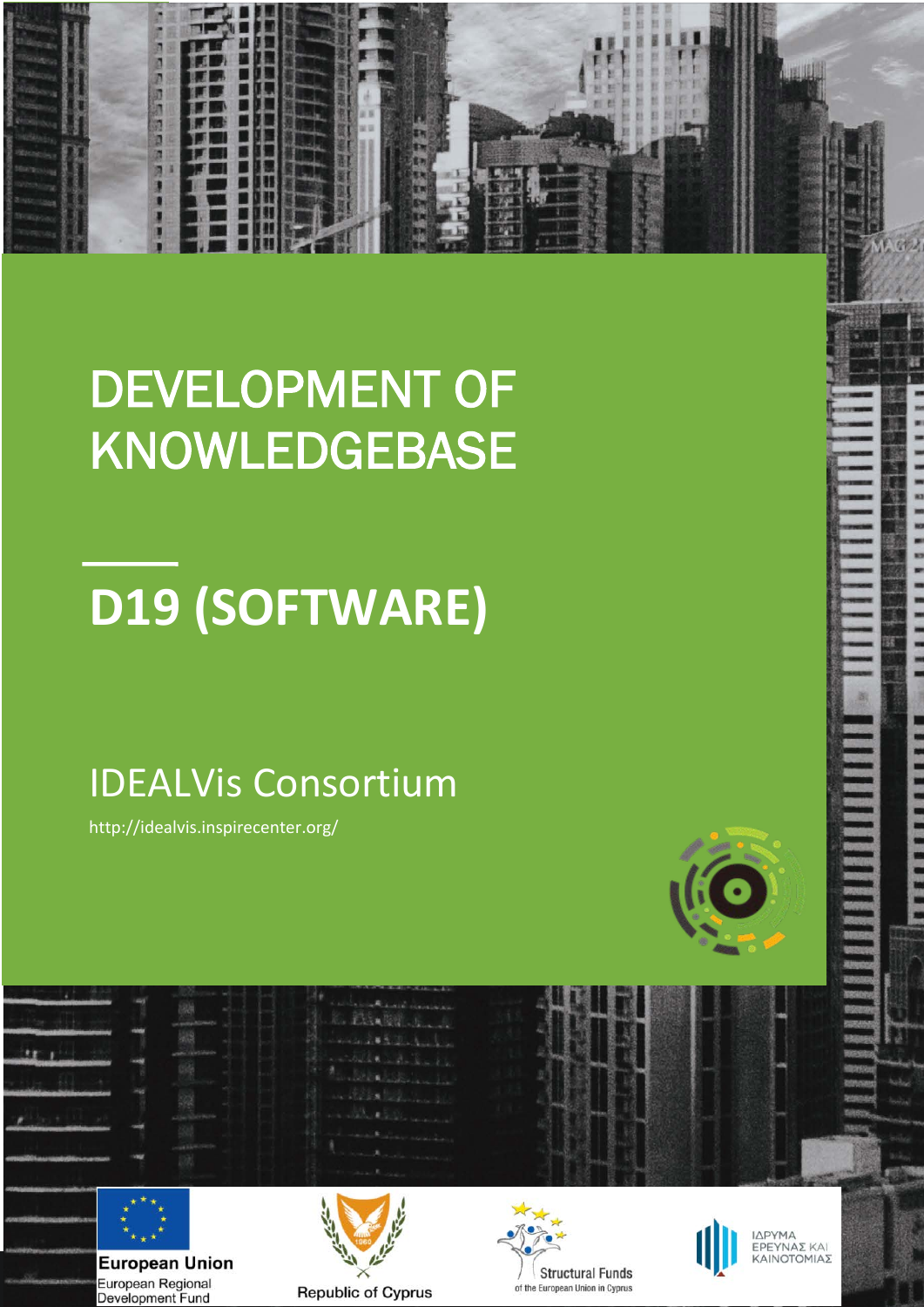# DEVELOPMENT OF KNOWLEDGEBASE

## D19 (SOFTWARE)

IDEALVis Consortium

http://idealvis.inspirecenter.org/

European Union
European Regional Development Fund

Republic of Cyprus

Structural Funds of the European Union in Cyprus

ΙΔΡΥΜΑ ΕΡΕΥΝΑΣ ΚΑΙ ΚΑΙΝΟΤΟΜΙΑΣ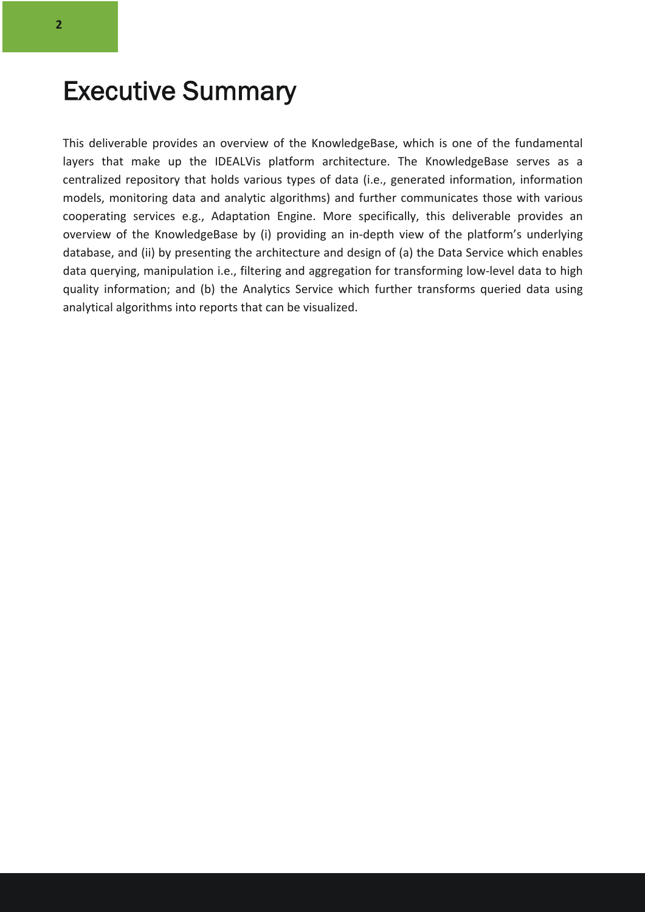# Executive Summary

This deliverable provides an overview of the KnowledgeBase, which is one of the fundamental layers that make up the IDEALVis platform architecture. The KnowledgeBase serves as a centralized repository that holds various types of data (i.e., generated information, information models, monitoring data and analytic algorithms) and further communicates those with various cooperating services e.g., Adaptation Engine. More specifically, this deliverable provides an overview of the KnowledgeBase by (i) providing an in-depth view of the platform's underlying database, and (ii) by presenting the architecture and design of (a) the Data Service which enables data querying, manipulation i.e., filtering and aggregation for transforming low-level data to high quality information; and (b) the Analytics Service which further transforms queried data using analytical algorithms into reports that can be visualized.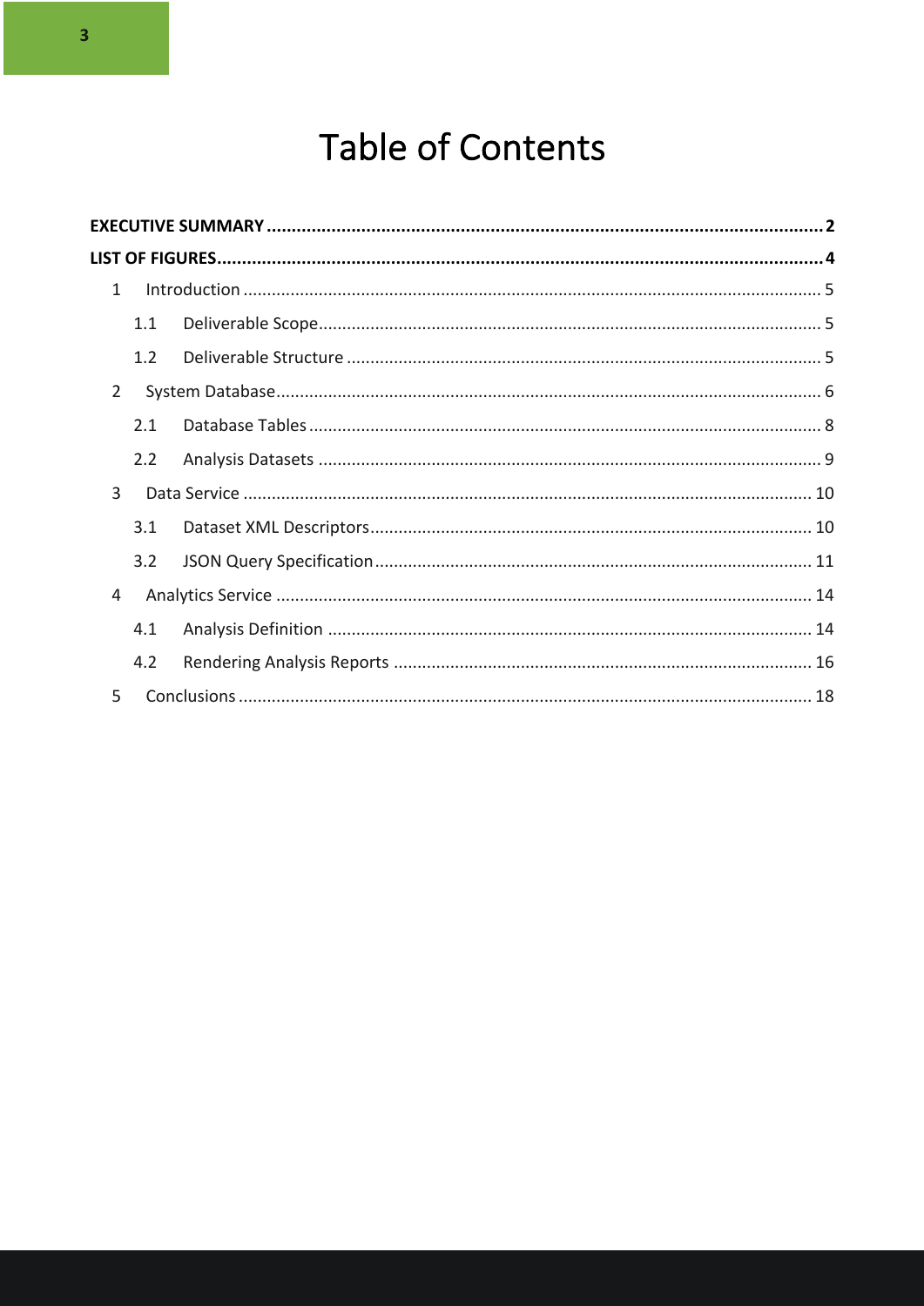# Table of Contents

**EXECUTIVE SUMMARY** ........ **2**

**LIST OF FIGURES** ........ **4**

- 1 Introduction ........ 5
  - 1.1 Deliverable Scope ........ 5
  - 1.2 Deliverable Structure ........ 5
- 2 System Database ........ 6
  - 2.1 Database Tables ........ 8
  - 2.2 Analysis Datasets ........ 9
- 3 Data Service ........ 10
  - 3.1 Dataset XML Descriptors ........ 10
  - 3.2 JSON Query Specification ........ 11
- 4 Analytics Service ........ 14
  - 4.1 Analysis Definition ........ 14
  - 4.2 Rendering Analysis Reports ........ 16
- 5 Conclusions ........ 18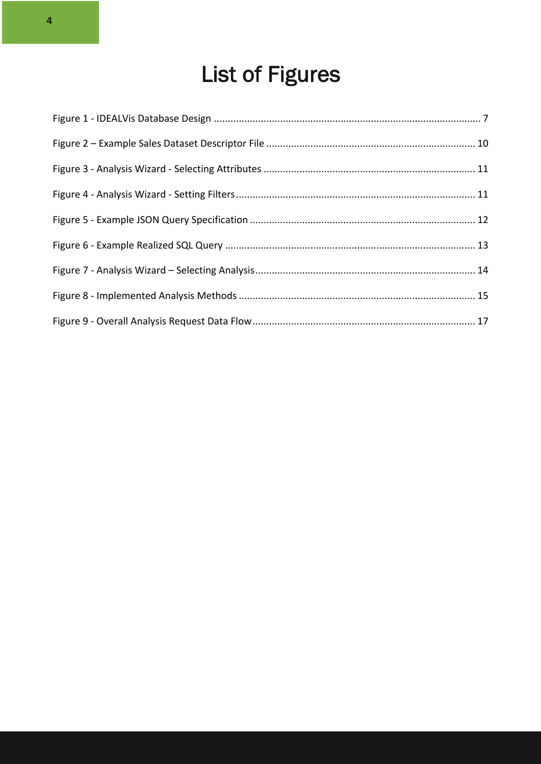# List of Figures

Figure 1 - IDEALVis Database Design ................................................................................................ 7

Figure 2 – Example Sales Dataset Descriptor File ........................................................................... 10

Figure 3 - Analysis Wizard - Selecting Attributes ............................................................................ 11

Figure 4 - Analysis Wizard - Setting Filters ...................................................................................... 11

Figure 5 - Example JSON Query Specification ................................................................................. 12

Figure 6 - Example Realized SQL Query .......................................................................................... 13

Figure 7 - Analysis Wizard – Selecting Analysis ............................................................................... 14

Figure 8 - Implemented Analysis Methods ..................................................................................... 15

Figure 9 - Overall Analysis Request Data Flow ................................................................................ 17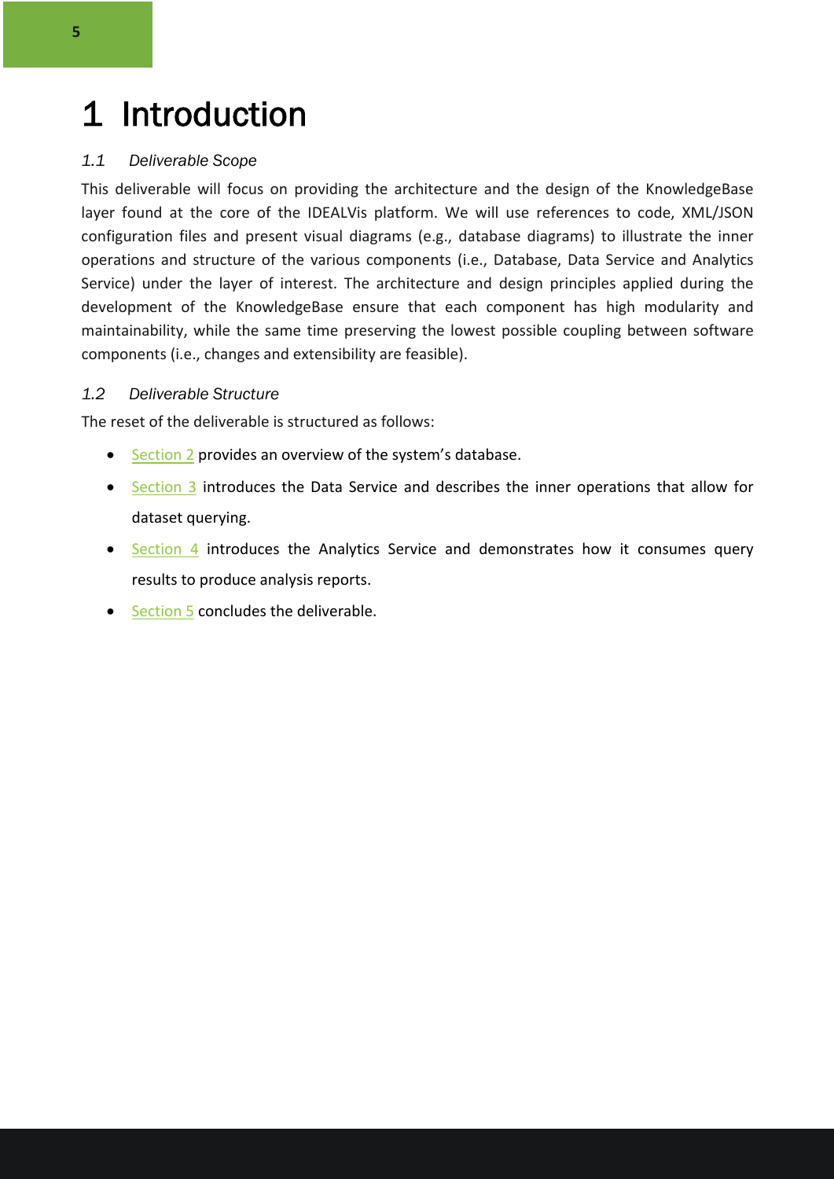# 1 Introduction

### 1.1 Deliverable Scope

This deliverable will focus on providing the architecture and the design of the KnowledgeBase layer found at the core of the IDEALVis platform. We will use references to code, XML/JSON configuration files and present visual diagrams (e.g., database diagrams) to illustrate the inner operations and structure of the various components (i.e., Database, Data Service and Analytics Service) under the layer of interest. The architecture and design principles applied during the development of the KnowledgeBase ensure that each component has high modularity and maintainability, while the same time preserving the lowest possible coupling between software components (i.e., changes and extensibility are feasible).

### 1.2 Deliverable Structure

The reset of the deliverable is structured as follows:

- Section 2 provides an overview of the system's database.
- Section 3 introduces the Data Service and describes the inner operations that allow for dataset querying.
- Section 4 introduces the Analytics Service and demonstrates how it consumes query results to produce analysis reports.
- Section 5 concludes the deliverable.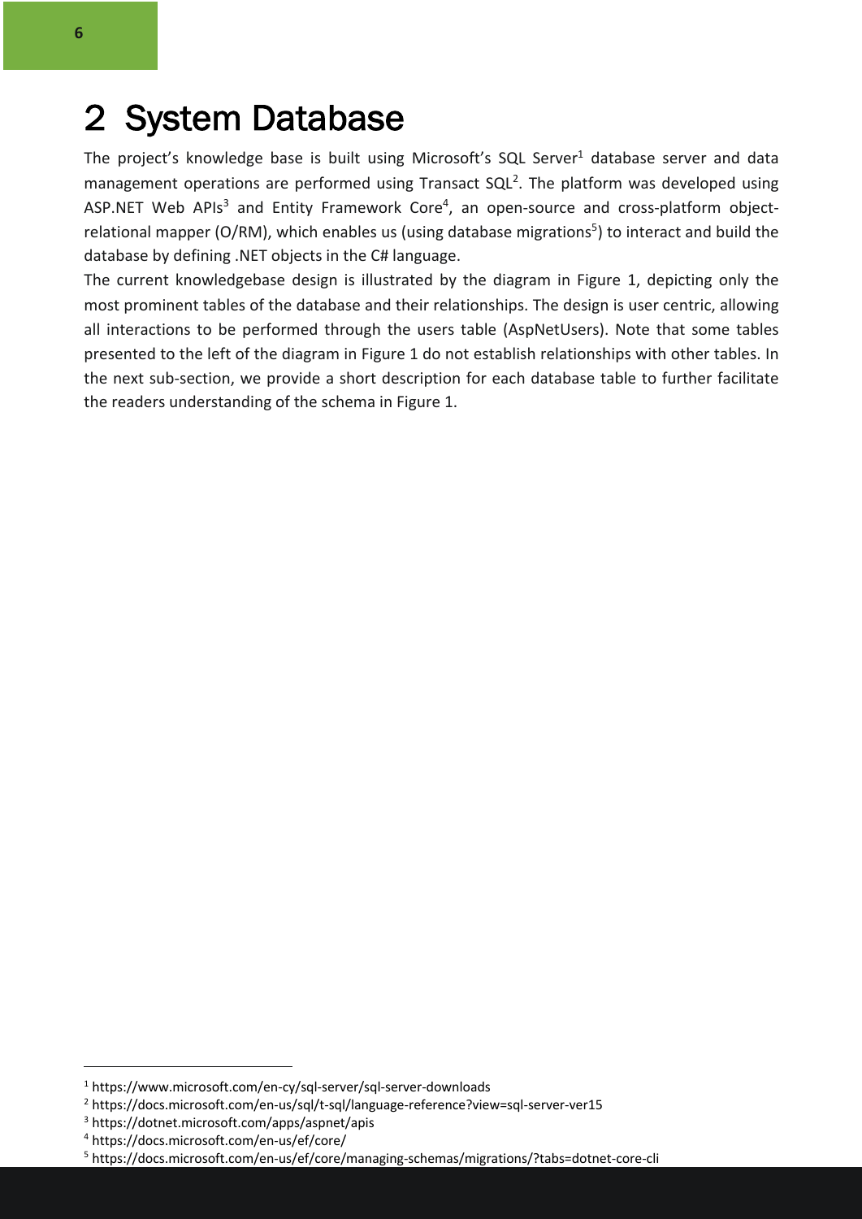# 2 System Database

The project's knowledge base is built using Microsoft's SQL Server[1] database server and data management operations are performed using Transact SQL[2]. The platform was developed using ASP.NET Web APIs[3] and Entity Framework Core[4], an open-source and cross-platform object-relational mapper (O/RM), which enables us (using database migrations[5]) to interact and build the database by defining .NET objects in the C# language.

The current knowledgebase design is illustrated by the diagram in Figure 1, depicting only the most prominent tables of the database and their relationships. The design is user centric, allowing all interactions to be performed through the users table (AspNetUsers). Note that some tables presented to the left of the diagram in Figure 1 do not establish relationships with other tables. In the next sub-section, we provide a short description for each database table to further facilitate the readers understanding of the schema in Figure 1.

[1] https://www.microsoft.com/en-cy/sql-server/sql-server-downloads

[2] https://docs.microsoft.com/en-us/sql/t-sql/language-reference?view=sql-server-ver15

[3] https://dotnet.microsoft.com/apps/aspnet/apis

[4] https://docs.microsoft.com/en-us/ef/core/

[5] https://docs.microsoft.com/en-us/ef/core/managing-schemas/migrations/?tabs=dotnet-core-cli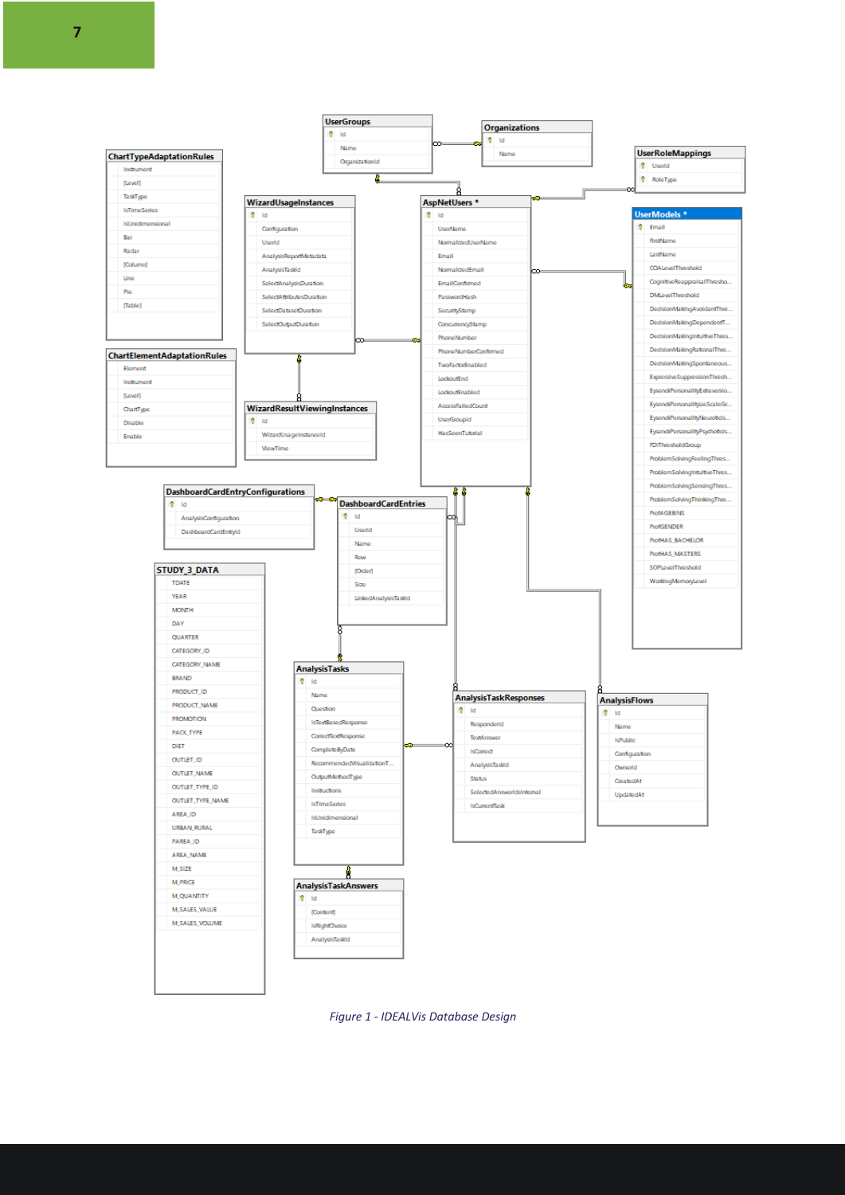Figure 1 - IDEALVis Database Design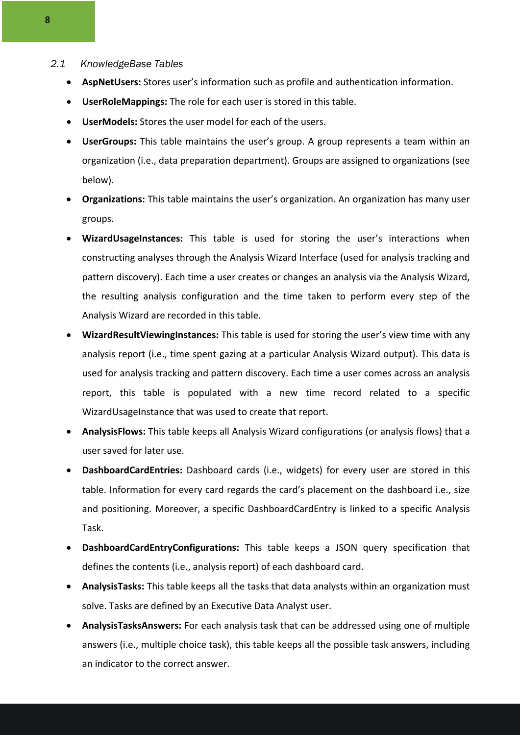## 2.1 KnowledgeBase Tables

- **AspNetUsers:** Stores user's information such as profile and authentication information.
- **UserRoleMappings:** The role for each user is stored in this table.
- **UserModels:** Stores the user model for each of the users.
- **UserGroups:** This table maintains the user's group. A group represents a team within an organization (i.e., data preparation department). Groups are assigned to organizations (see below).
- **Organizations:** This table maintains the user's organization. An organization has many user groups.
- **WizardUsageInstances:** This table is used for storing the user's interactions when constructing analyses through the Analysis Wizard Interface (used for analysis tracking and pattern discovery). Each time a user creates or changes an analysis via the Analysis Wizard, the resulting analysis configuration and the time taken to perform every step of the Analysis Wizard are recorded in this table.
- **WizardResultViewingInstances:** This table is used for storing the user's view time with any analysis report (i.e., time spent gazing at a particular Analysis Wizard output). This data is used for analysis tracking and pattern discovery. Each time a user comes across an analysis report, this table is populated with a new time record related to a specific WizardUsageInstance that was used to create that report.
- **AnalysisFlows:** This table keeps all Analysis Wizard configurations (or analysis flows) that a user saved for later use.
- **DashboardCardEntries:** Dashboard cards (i.e., widgets) for every user are stored in this table. Information for every card regards the card's placement on the dashboard i.e., size and positioning. Moreover, a specific DashboardCardEntry is linked to a specific Analysis Task.
- **DashboardCardEntryConfigurations:** This table keeps a JSON query specification that defines the contents (i.e., analysis report) of each dashboard card.
- **AnalysisTasks:** This table keeps all the tasks that data analysts within an organization must solve. Tasks are defined by an Executive Data Analyst user.
- **AnalysisTasksAnswers:** For each analysis task that can be addressed using one of multiple answers (i.e., multiple choice task), this table keeps all the possible task answers, including an indicator to the correct answer.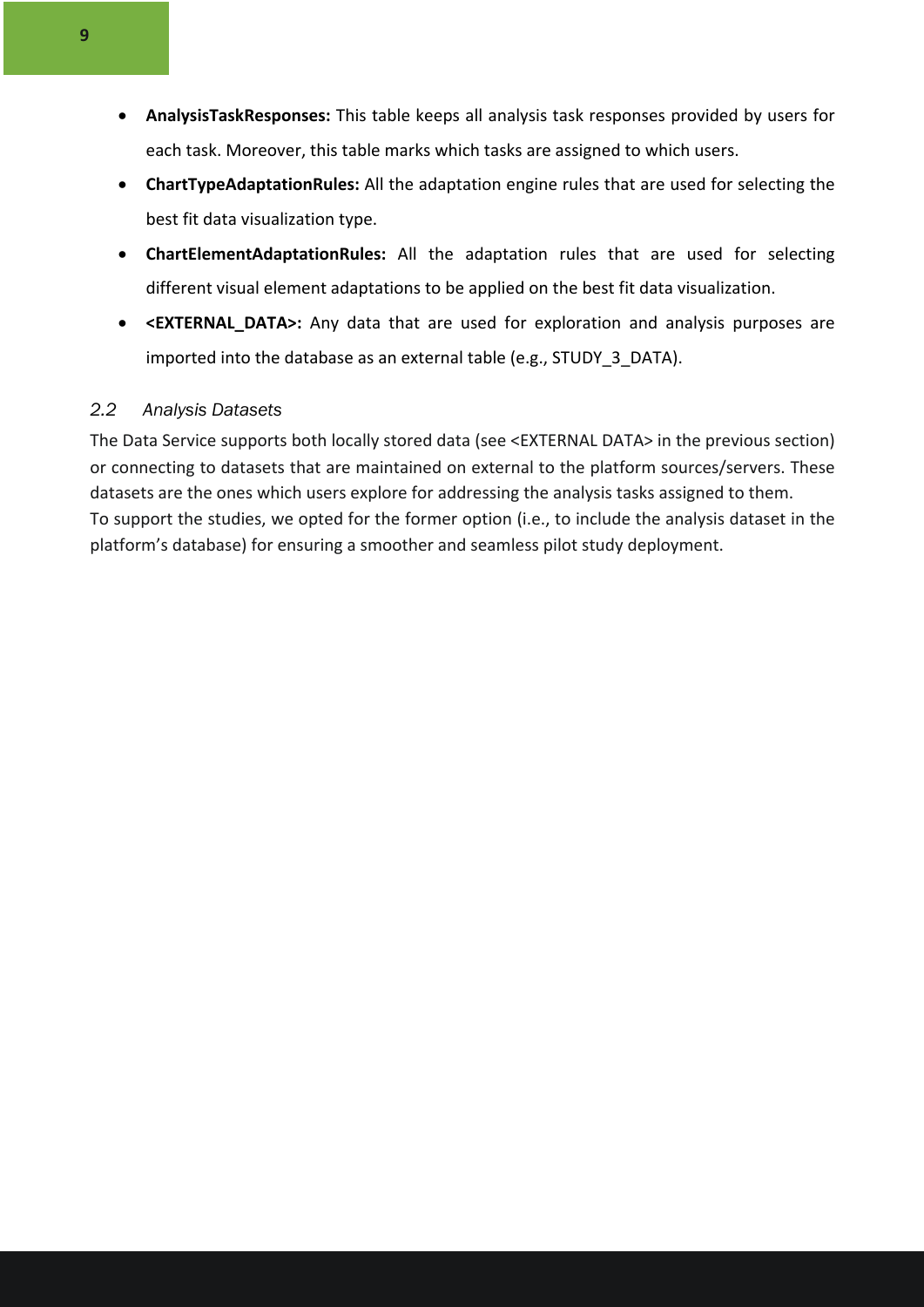- **AnalysisTaskResponses:** This table keeps all analysis task responses provided by users for each task. Moreover, this table marks which tasks are assigned to which users.
- **ChartTypeAdaptationRules:** All the adaptation engine rules that are used for selecting the best fit data visualization type.
- **ChartElementAdaptationRules:** All the adaptation rules that are used for selecting different visual element adaptations to be applied on the best fit data visualization.
- **<EXTERNAL_DATA>:** Any data that are used for exploration and analysis purposes are imported into the database as an external table (e.g., STUDY_3_DATA).

## 2.2 Analysis Datasets

The Data Service supports both locally stored data (see <EXTERNAL DATA> in the previous section) or connecting to datasets that are maintained on external to the platform sources/servers. These datasets are the ones which users explore for addressing the analysis tasks assigned to them.
To support the studies, we opted for the former option (i.e., to include the analysis dataset in the platform's database) for ensuring a smoother and seamless pilot study deployment.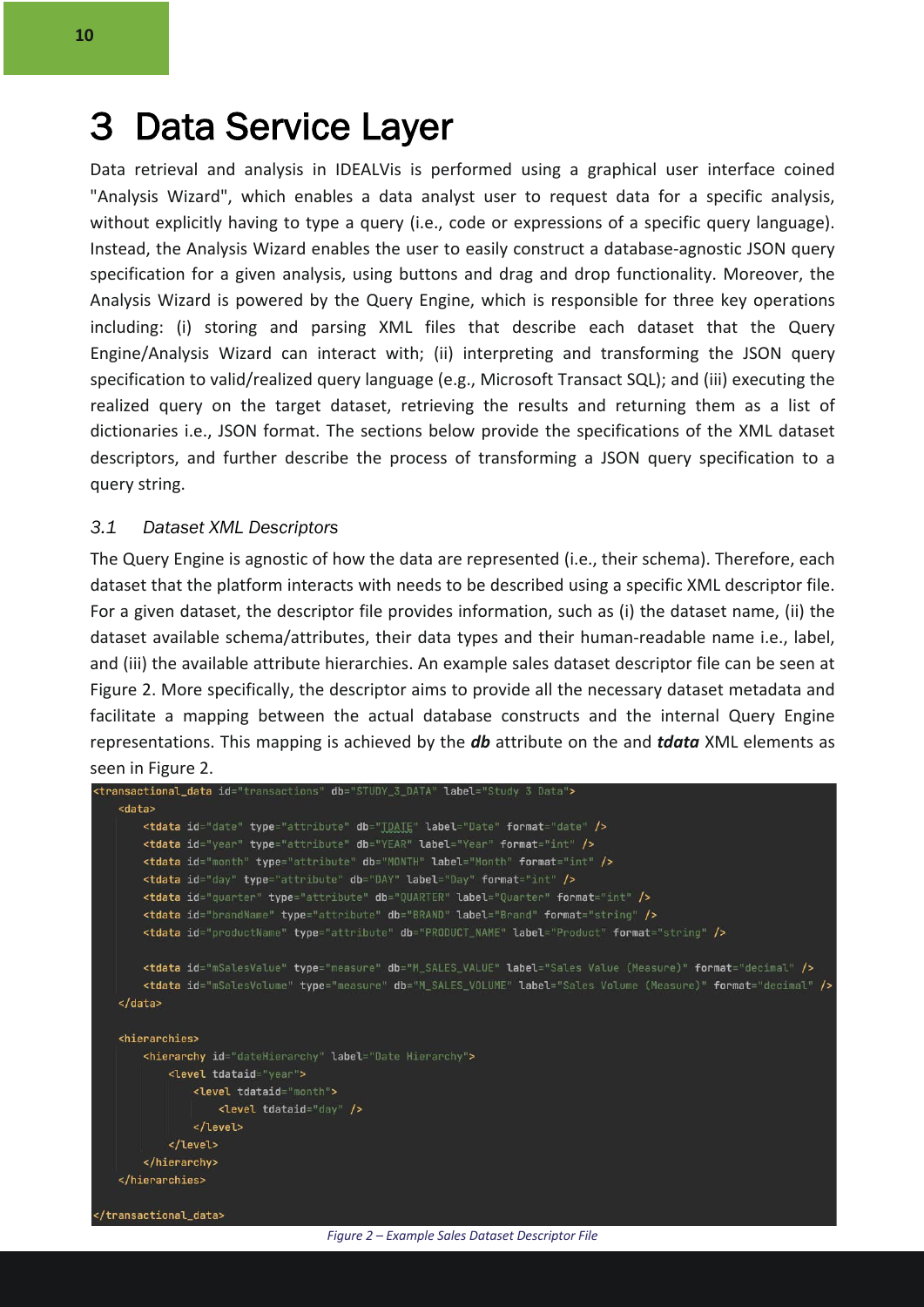# 3 Data Service Layer

Data retrieval and analysis in IDEALVis is performed using a graphical user interface coined "Analysis Wizard", which enables a data analyst user to request data for a specific analysis, without explicitly having to type a query (i.e., code or expressions of a specific query language). Instead, the Analysis Wizard enables the user to easily construct a database-agnostic JSON query specification for a given analysis, using buttons and drag and drop functionality. Moreover, the Analysis Wizard is powered by the Query Engine, which is responsible for three key operations including: (i) storing and parsing XML files that describe each dataset that the Query Engine/Analysis Wizard can interact with; (ii) interpreting and transforming the JSON query specification to valid/realized query language (e.g., Microsoft Transact SQL); and (iii) executing the realized query on the target dataset, retrieving the results and returning them as a list of dictionaries i.e., JSON format. The sections below provide the specifications of the XML dataset descriptors, and further describe the process of transforming a JSON query specification to a query string.

## 3.1 Dataset XML Descriptors

The Query Engine is agnostic of how the data are represented (i.e., their schema). Therefore, each dataset that the platform interacts with needs to be described using a specific XML descriptor file. For a given dataset, the descriptor file provides information, such as (i) the dataset name, (ii) the dataset available schema/attributes, their data types and their human-readable name i.e., label, and (iii) the available attribute hierarchies. An example sales dataset descriptor file can be seen at Figure 2. More specifically, the descriptor aims to provide all the necessary dataset metadata and facilitate a mapping between the actual database constructs and the internal Query Engine representations. This mapping is achieved by the ***db*** attribute on the and ***tdata*** XML elements as seen in Figure 2.

```xml
<transactional_data id="transactions" db="STUDY_3_DATA" label="Study 3 Data">
    <data>
        <tdata id="date" type="attribute" db="IDATE" label="Date" format="date" />
        <tdata id="year" type="attribute" db="YEAR" label="Year" format="int" />
        <tdata id="month" type="attribute" db="MONTH" label="Month" format="int" />
        <tdata id="day" type="attribute" db="DAY" label="Day" format="int" />
        <tdata id="quarter" type="attribute" db="QUARTER" label="Quarter" format="int" />
        <tdata id="brandName" type="attribute" db="BRAND" label="Brand" format="string" />
        <tdata id="productName" type="attribute" db="PRODUCT_NAME" label="Product" format="string" />

        <tdata id="mSalesValue" type="measure" db="M_SALES_VALUE" label="Sales Value (Measure)" format="decimal" />
        <tdata id="mSalesVolume" type="measure" db="M_SALES_VOLUME" label="Sales Volume (Measure)" format="decimal" />
    </data>

    <hierarchies>
        <hierarchy id="dateHierarchy" label="Date Hierarchy">
            <level tdataid="year">
                <level tdataid="month">
                    <level tdataid="day" />
                </level>
            </level>
        </hierarchy>
    </hierarchies>

</transactional_data>
```

*Figure 2 – Example Sales Dataset Descriptor File*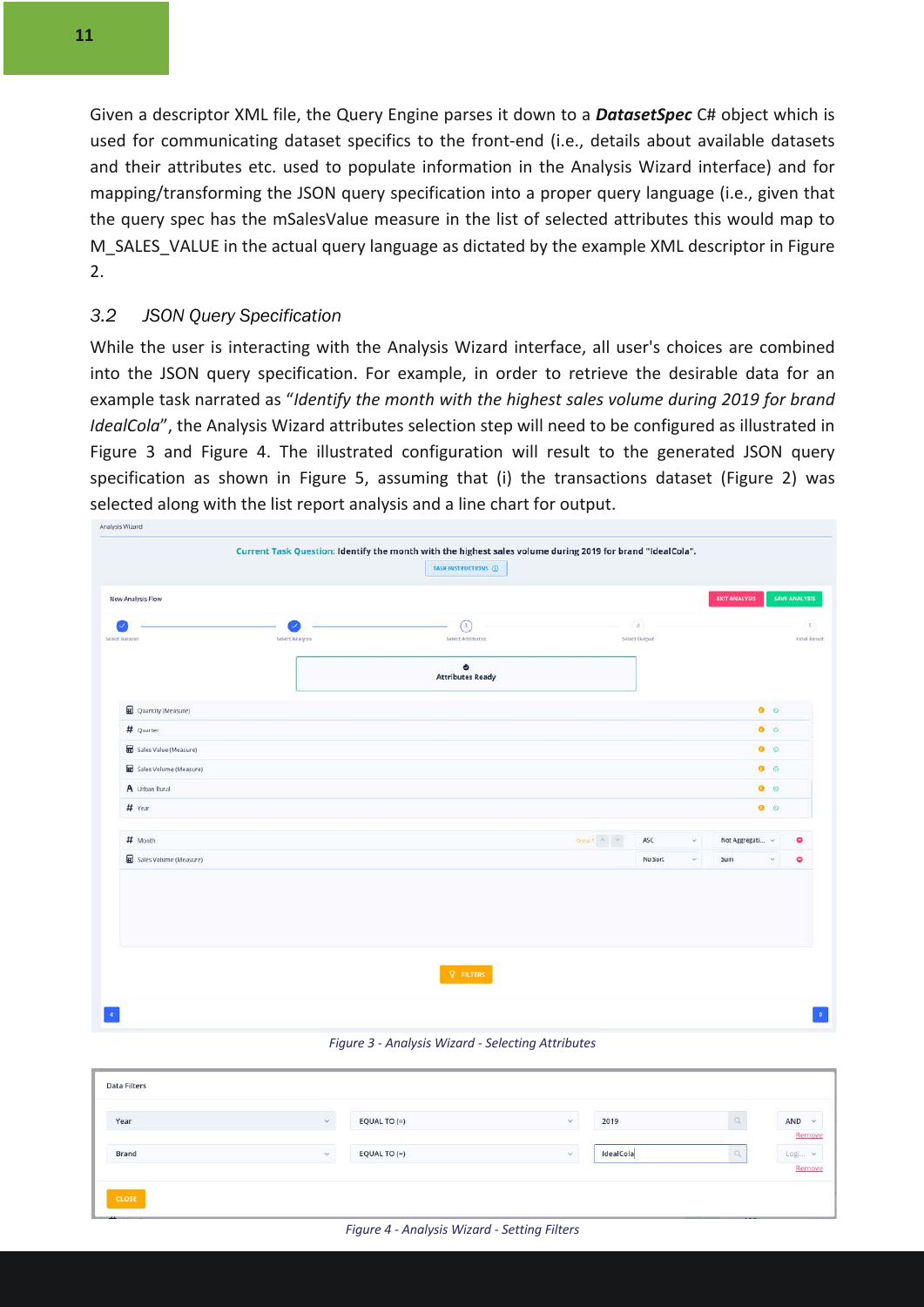Given a descriptor XML file, the Query Engine parses it down to a ***DatasetSpec*** C# object which is used for communicating dataset specifics to the front-end (i.e., details about available datasets and their attributes etc. used to populate information in the Analysis Wizard interface) and for mapping/transforming the JSON query specification into a proper query language (i.e., given that the query spec has the mSalesValue measure in the list of selected attributes this would map to M_SALES_VALUE in the actual query language as dictated by the example XML descriptor in Figure 2.

### 3.2 JSON Query Specification

While the user is interacting with the Analysis Wizard interface, all user's choices are combined into the JSON query specification. For example, in order to retrieve the desirable data for an example task narrated as "*Identify the month with the highest sales volume during 2019 for brand IdealCola*", the Analysis Wizard attributes selection step will need to be configured as illustrated in Figure 3 and Figure 4. The illustrated configuration will result to the generated JSON query specification as shown in Figure 5, assuming that (i) the transactions dataset (Figure 2) was selected along with the list report analysis and a line chart for output.

*Figure 3 - Analysis Wizard - Selecting Attributes*

*Figure 4 - Analysis Wizard - Setting Filters*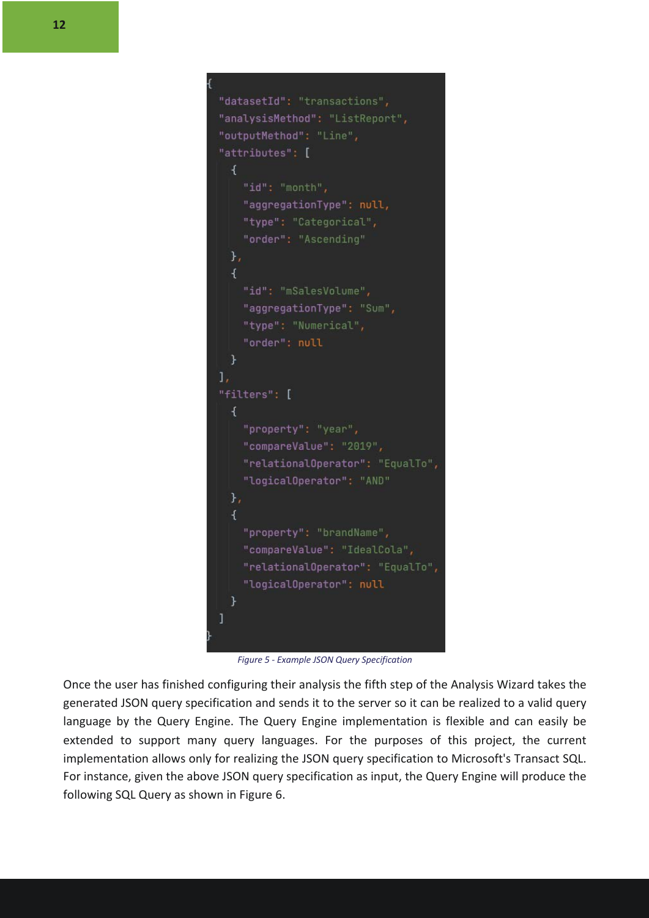```json
{
  "datasetId": "transactions",
  "analysisMethod": "ListReport",
  "outputMethod": "Line",
  "attributes": [
    {
      "id": "month",
      "aggregationType": null,
      "type": "Categorical",
      "order": "Ascending"
    },
    {
      "id": "mSalesVolume",
      "aggregationType": "Sum",
      "type": "Numerical",
      "order": null
    }
  ],
  "filters": [
    {
      "property": "year",
      "compareValue": "2019",
      "relationalOperator": "EqualTo",
      "logicalOperator": "AND"
    },
    {
      "property": "brandName",
      "compareValue": "IdealCola",
      "relationalOperator": "EqualTo",
      "logicalOperator": null
    }
  ]
}
```

*Figure 5 - Example JSON Query Specification*

Once the user has finished configuring their analysis the fifth step of the Analysis Wizard takes the generated JSON query specification and sends it to the server so it can be realized to a valid query language by the Query Engine. The Query Engine implementation is flexible and can easily be extended to support many query languages. For the purposes of this project, the current implementation allows only for realizing the JSON query specification to Microsoft's Transact SQL. For instance, given the above JSON query specification as input, the Query Engine will produce the following SQL Query as shown in Figure 6.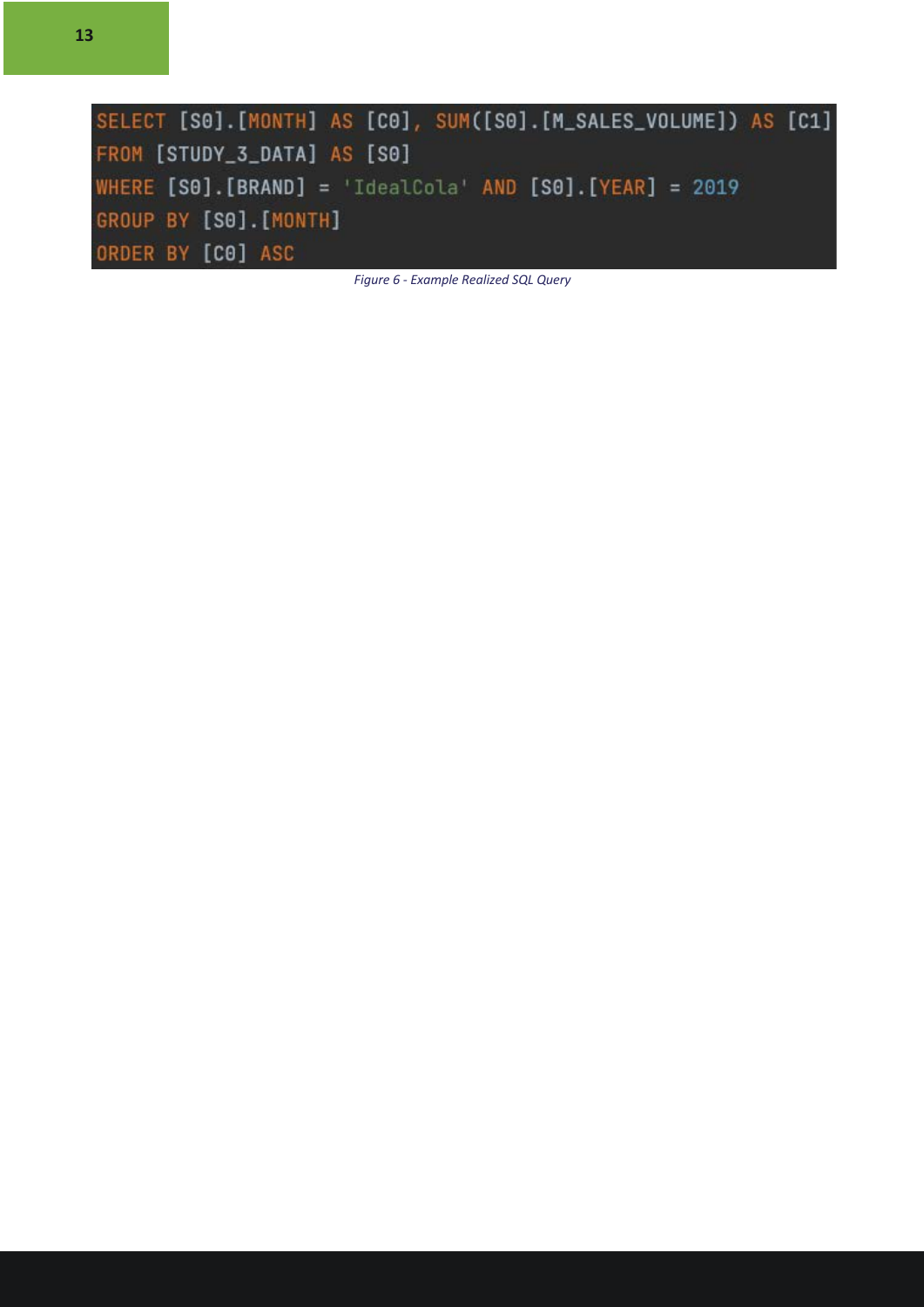```sql
SELECT [S0].[MONTH] AS [C0], SUM([S0].[M_SALES_VOLUME]) AS [C1]
FROM [STUDY_3_DATA] AS [S0]
WHERE [S0].[BRAND] = 'IdealCola' AND [S0].[YEAR] = 2019
GROUP BY [S0].[MONTH]
ORDER BY [C0] ASC
```

*Figure 6 - Example Realized SQL Query*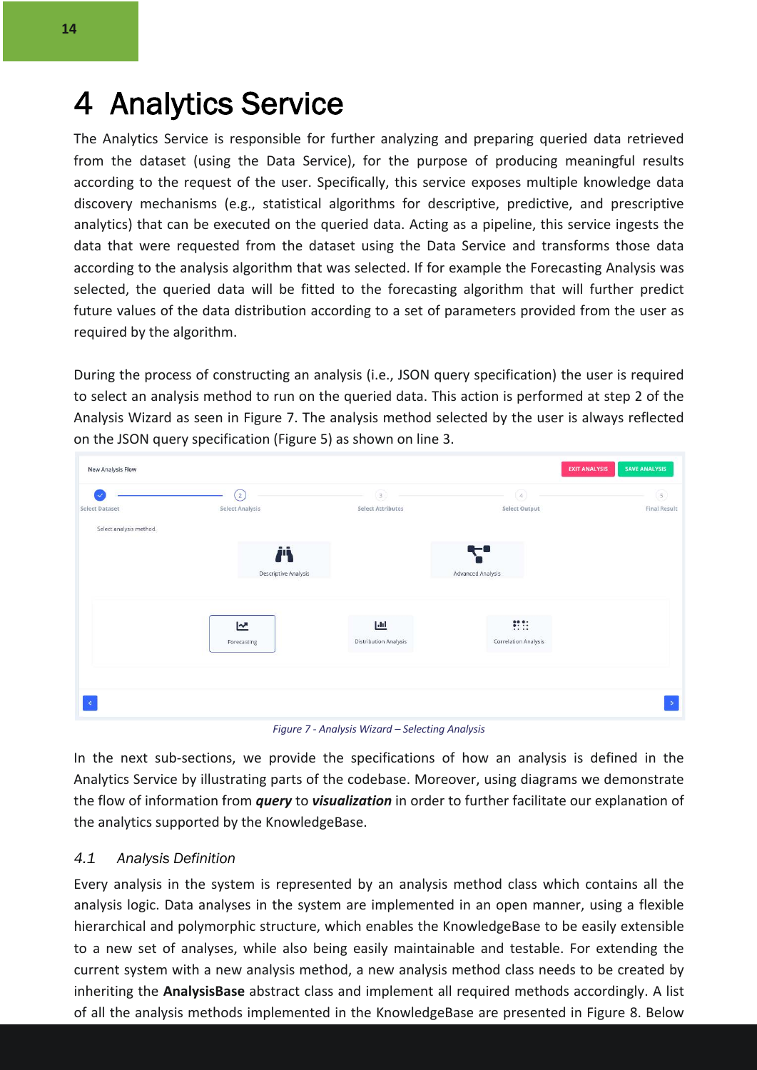# 4 Analytics Service

The Analytics Service is responsible for further analyzing and preparing queried data retrieved from the dataset (using the Data Service), for the purpose of producing meaningful results according to the request of the user. Specifically, this service exposes multiple knowledge data discovery mechanisms (e.g., statistical algorithms for descriptive, predictive, and prescriptive analytics) that can be executed on the queried data. Acting as a pipeline, this service ingests the data that were requested from the dataset using the Data Service and transforms those data according to the analysis algorithm that was selected. If for example the Forecasting Analysis was selected, the queried data will be fitted to the forecasting algorithm that will further predict future values of the data distribution according to a set of parameters provided from the user as required by the algorithm.

During the process of constructing an analysis (i.e., JSON query specification) the user is required to select an analysis method to run on the queried data. This action is performed at step 2 of the Analysis Wizard as seen in Figure 7. The analysis method selected by the user is always reflected on the JSON query specification (Figure 5) as shown on line 3.

*Figure 7 - Analysis Wizard – Selecting Analysis*

In the next sub-sections, we provide the specifications of how an analysis is defined in the Analytics Service by illustrating parts of the codebase. Moreover, using diagrams we demonstrate the flow of information from ***query*** to ***visualization*** in order to further facilitate our explanation of the analytics supported by the KnowledgeBase.

## 4.1 Analysis Definition

Every analysis in the system is represented by an analysis method class which contains all the analysis logic. Data analyses in the system are implemented in an open manner, using a flexible hierarchical and polymorphic structure, which enables the KnowledgeBase to be easily extensible to a new set of analyses, while also being easily maintainable and testable. For extending the current system with a new analysis method, a new analysis method class needs to be created by inheriting the **AnalysisBase** abstract class and implement all required methods accordingly. A list of all the analysis methods implemented in the KnowledgeBase are presented in Figure 8. Below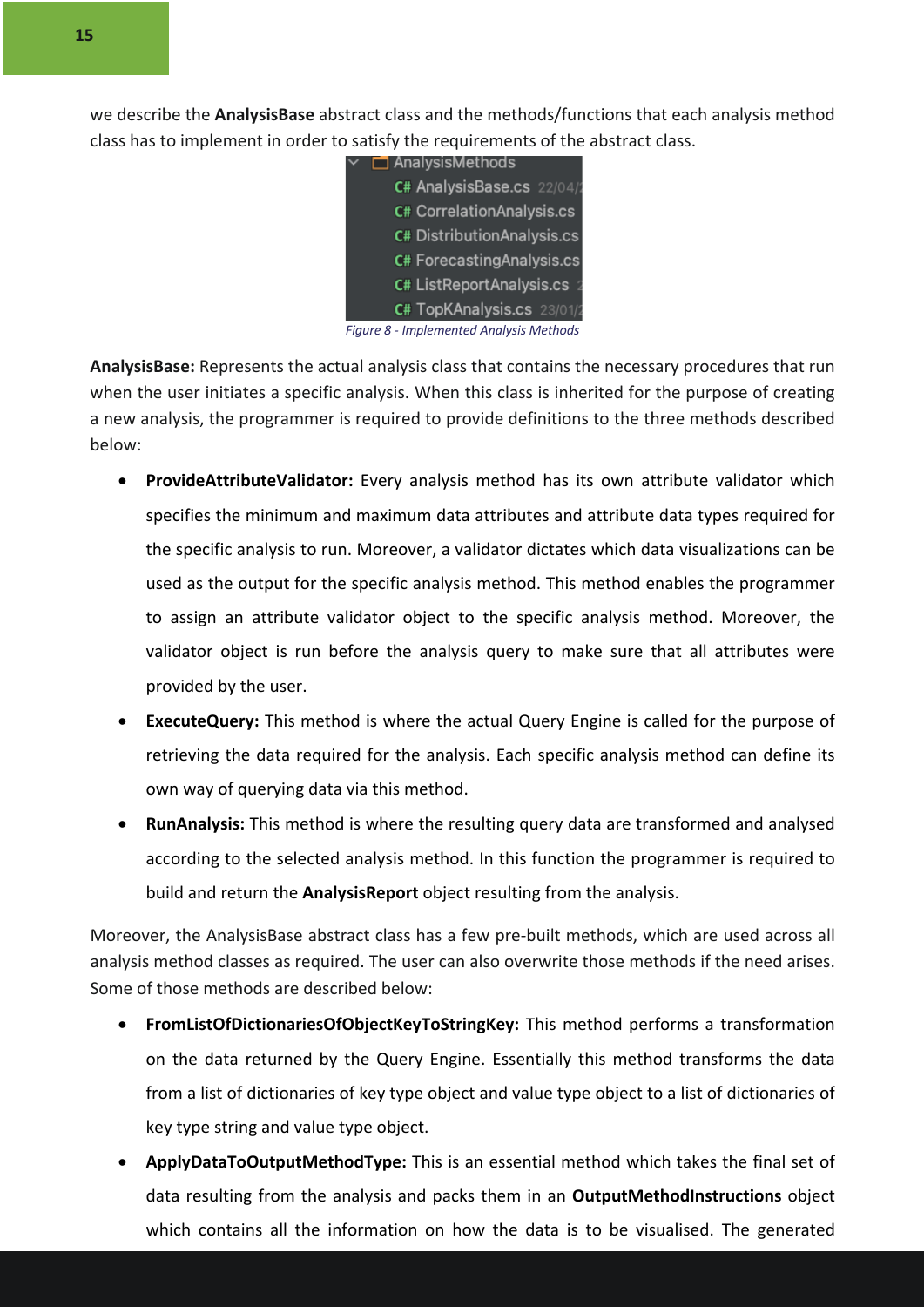we describe the **AnalysisBase** abstract class and the methods/functions that each analysis method class has to implement in order to satisfy the requirements of the abstract class.

*Figure 8 - Implemented Analysis Methods*

**AnalysisBase:** Represents the actual analysis class that contains the necessary procedures that run when the user initiates a specific analysis. When this class is inherited for the purpose of creating a new analysis, the programmer is required to provide definitions to the three methods described below:

- **ProvideAttributeValidator:** Every analysis method has its own attribute validator which specifies the minimum and maximum data attributes and attribute data types required for the specific analysis to run. Moreover, a validator dictates which data visualizations can be used as the output for the specific analysis method. This method enables the programmer to assign an attribute validator object to the specific analysis method. Moreover, the validator object is run before the analysis query to make sure that all attributes were provided by the user.
- **ExecuteQuery:** This method is where the actual Query Engine is called for the purpose of retrieving the data required for the analysis. Each specific analysis method can define its own way of querying data via this method.
- **RunAnalysis:** This method is where the resulting query data are transformed and analysed according to the selected analysis method. In this function the programmer is required to build and return the **AnalysisReport** object resulting from the analysis.

Moreover, the AnalysisBase abstract class has a few pre-built methods, which are used across all analysis method classes as required. The user can also overwrite those methods if the need arises. Some of those methods are described below:

- **FromListOfDictionariesOfObjectKeyToStringKey:** This method performs a transformation on the data returned by the Query Engine. Essentially this method transforms the data from a list of dictionaries of key type object and value type object to a list of dictionaries of key type string and value type object.
- **ApplyDataToOutputMethodType:** This is an essential method which takes the final set of data resulting from the analysis and packs them in an **OutputMethodInstructions** object which contains all the information on how the data is to be visualised. The generated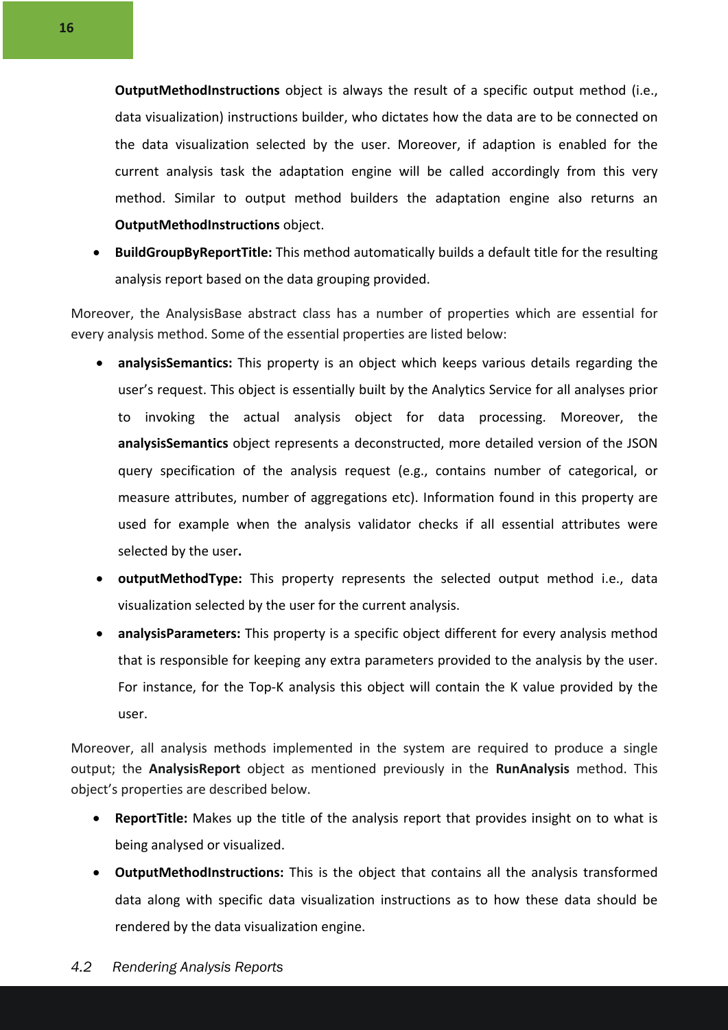**OutputMethodInstructions** object is always the result of a specific output method (i.e., data visualization) instructions builder, who dictates how the data are to be connected on the data visualization selected by the user. Moreover, if adaption is enabled for the current analysis task the adaptation engine will be called accordingly from this very method. Similar to output method builders the adaptation engine also returns an **OutputMethodInstructions** object.

- **BuildGroupByReportTitle:** This method automatically builds a default title for the resulting analysis report based on the data grouping provided.

Moreover, the AnalysisBase abstract class has a number of properties which are essential for every analysis method. Some of the essential properties are listed below:

- **analysisSemantics:** This property is an object which keeps various details regarding the user's request. This object is essentially built by the Analytics Service for all analyses prior to invoking the actual analysis object for data processing. Moreover, the **analysisSemantics** object represents a deconstructed, more detailed version of the JSON query specification of the analysis request (e.g., contains number of categorical, or measure attributes, number of aggregations etc). Information found in this property are used for example when the analysis validator checks if all essential attributes were selected by the user**.**
- **outputMethodType:** This property represents the selected output method i.e., data visualization selected by the user for the current analysis.
- **analysisParameters:** This property is a specific object different for every analysis method that is responsible for keeping any extra parameters provided to the analysis by the user. For instance, for the Top-K analysis this object will contain the K value provided by the user.

Moreover, all analysis methods implemented in the system are required to produce a single output; the **AnalysisReport** object as mentioned previously in the **RunAnalysis** method. This object's properties are described below.

- **ReportTitle:** Makes up the title of the analysis report that provides insight on to what is being analysed or visualized.
- **OutputMethodInstructions:** This is the object that contains all the analysis transformed data along with specific data visualization instructions as to how these data should be rendered by the data visualization engine.

## *4.2 Rendering Analysis Reports*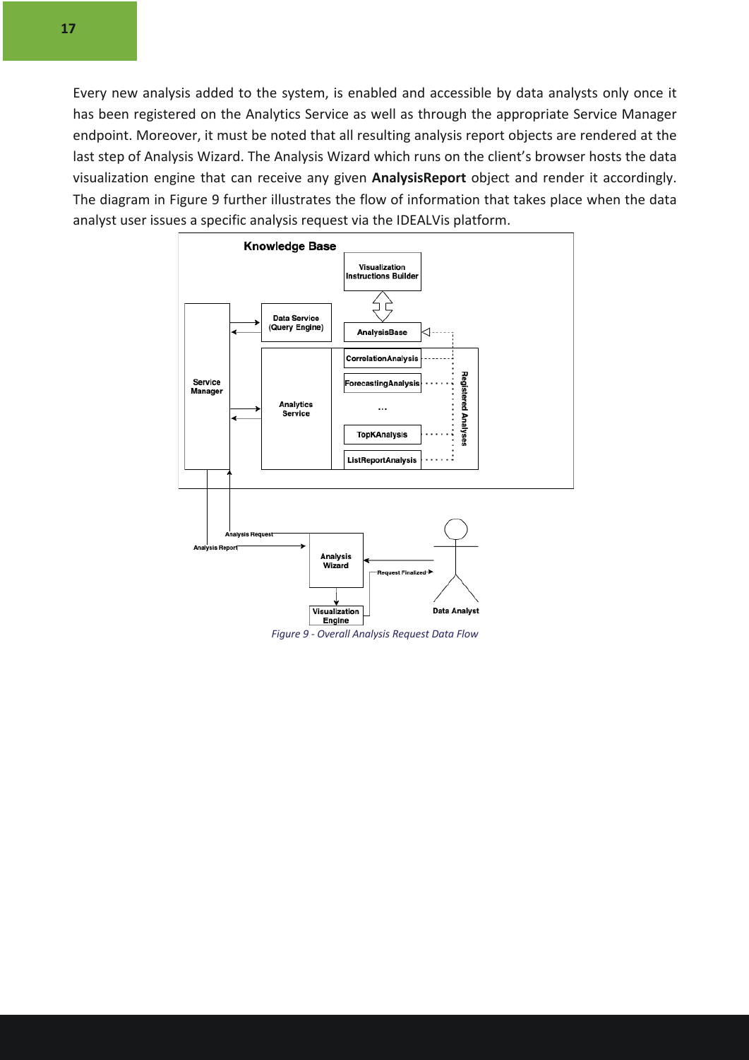Every new analysis added to the system, is enabled and accessible by data analysts only once it has been registered on the Analytics Service as well as through the appropriate Service Manager endpoint. Moreover, it must be noted that all resulting analysis report objects are rendered at the last step of Analysis Wizard. The Analysis Wizard which runs on the client's browser hosts the data visualization engine that can receive any given **AnalysisReport** object and render it accordingly. The diagram in Figure 9 further illustrates the flow of information that takes place when the data analyst user issues a specific analysis request via the IDEALVis platform.

*Figure 9 - Overall Analysis Request Data Flow*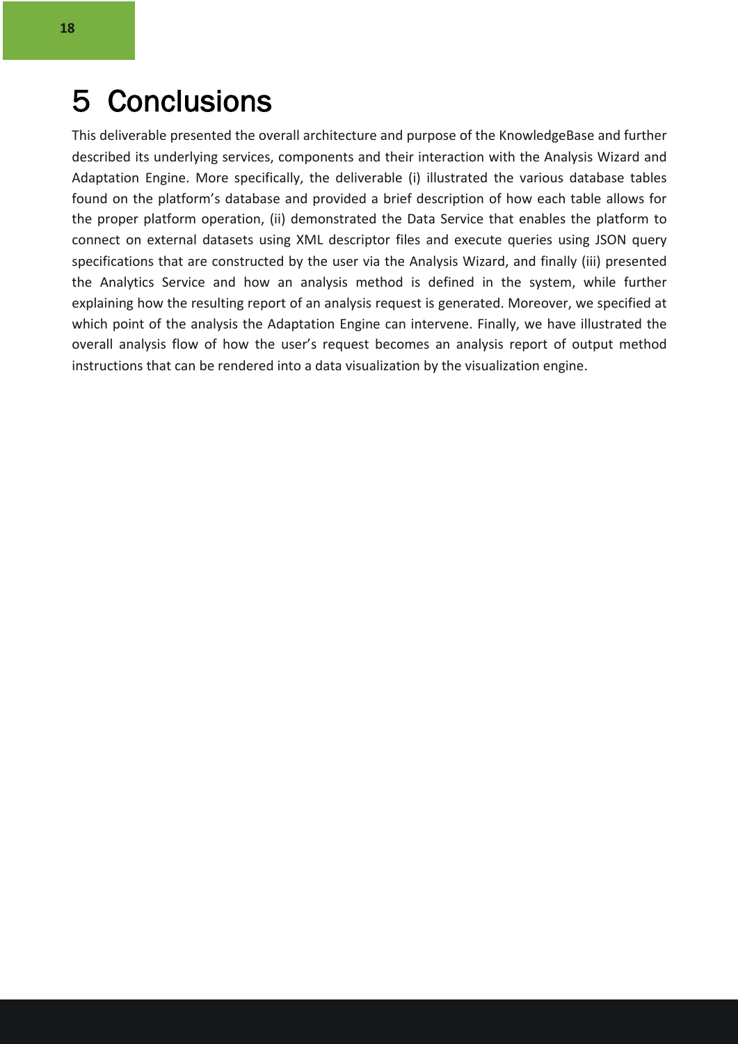# 5 Conclusions

This deliverable presented the overall architecture and purpose of the KnowledgeBase and further described its underlying services, components and their interaction with the Analysis Wizard and Adaptation Engine. More specifically, the deliverable (i) illustrated the various database tables found on the platform's database and provided a brief description of how each table allows for the proper platform operation, (ii) demonstrated the Data Service that enables the platform to connect on external datasets using XML descriptor files and execute queries using JSON query specifications that are constructed by the user via the Analysis Wizard, and finally (iii) presented the Analytics Service and how an analysis method is defined in the system, while further explaining how the resulting report of an analysis request is generated. Moreover, we specified at which point of the analysis the Adaptation Engine can intervene. Finally, we have illustrated the overall analysis flow of how the user's request becomes an analysis report of output method instructions that can be rendered into a data visualization by the visualization engine.